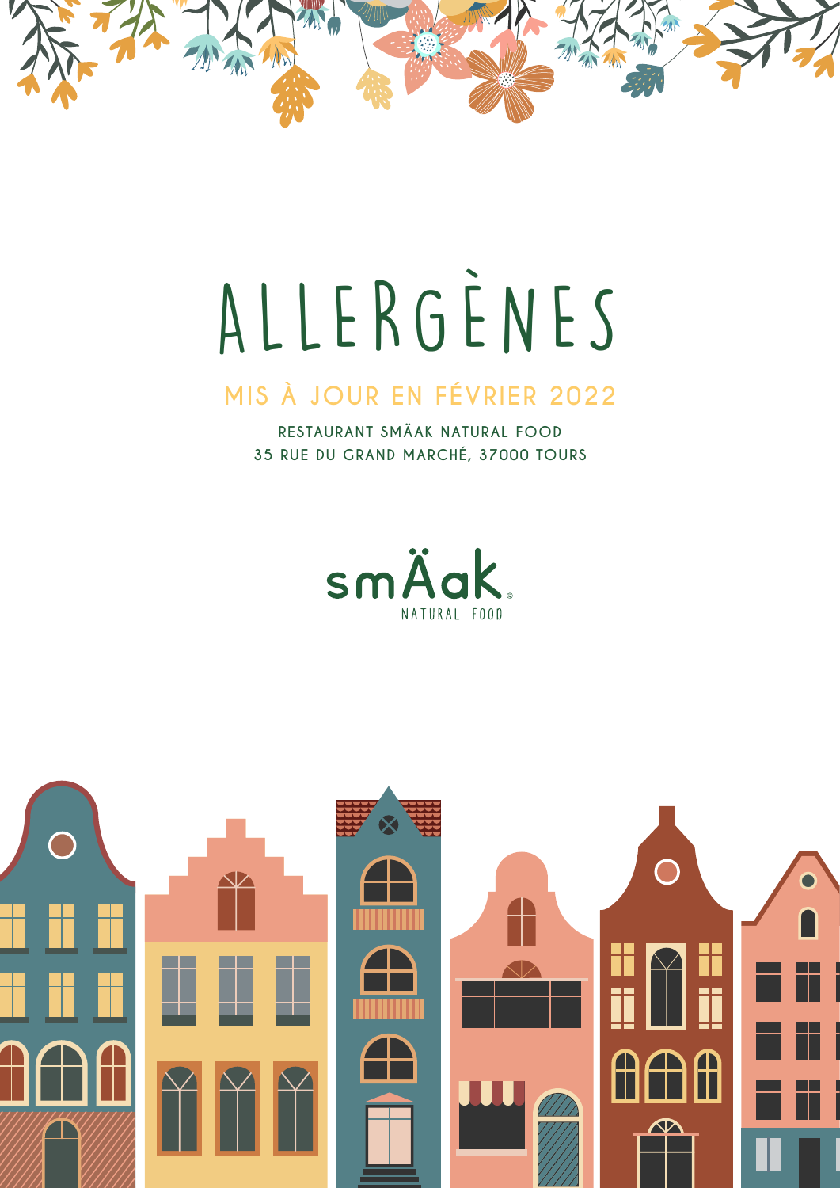# ALLERGÈNES

MIS À JOUR EN FÉVRIER 2022

RESTAURANT SMÄAK NATURAL FOOD
35 RUE DU GRAND MARCHÉ, 37000 TOURS

smÄak® NATURAL FOOD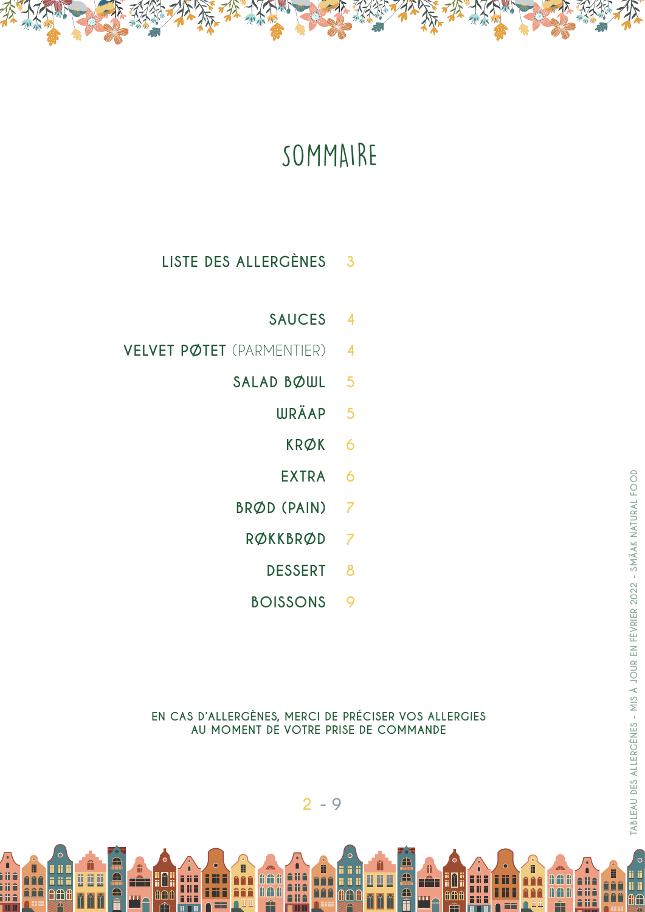# SOMMAIRE

- LISTE DES ALLERGÈNES 3
- SAUCES 4
- VELVET PØTET (PARMENTIER) 4
- SALAD BØWL 5
- WRÄAP 5
- KRØK 6
- EXTRA 6
- BRØD (PAIN) 7
- RØKKBRØD 7
- DESSERT 8
- BOISSONS 9

EN CAS D'ALLERGÈNES, MERCI DE PRÉCISER VOS ALLERGIES AU MOMENT DE VOTRE PRISE DE COMMANDE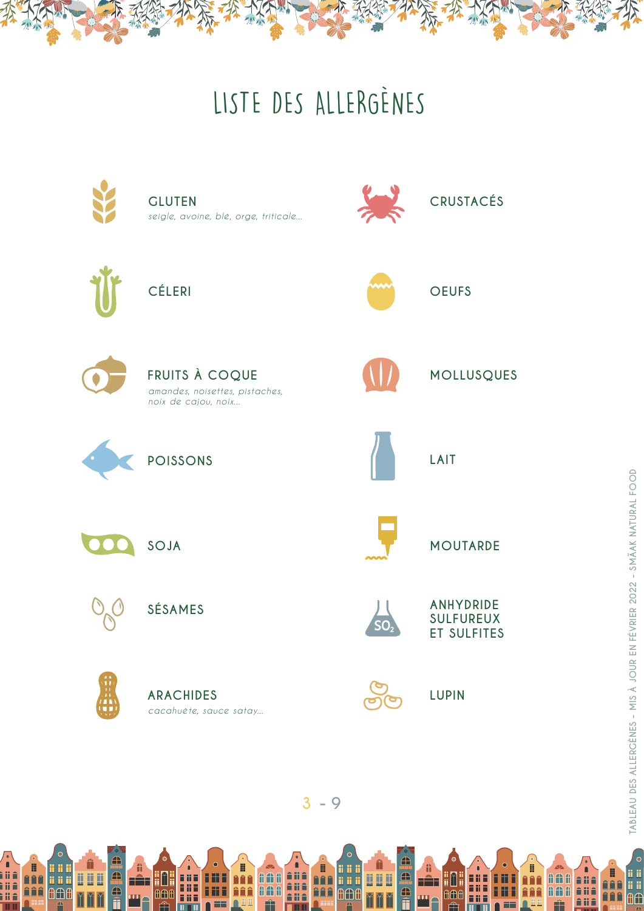# LISTE DES ALLERGÈNES

**GLUTEN**
*seigle, avoine, blé, orge, triticale...*

**CRUSTACÉS**

**CÉLERI**

**OEUFS**

**FRUITS À COQUE**
*amandes, noisettes, pistaches, noix de cajou, noix...*

**MOLLUSQUES**

**POISSONS**

**LAIT**

**SOJA**

**MOUTARDE**

**SÉSAMES**

**ANHYDRIDE SULFUREUX ET SULFITES**

**ARACHIDES**
*cacahuète, sauce satay...*

**LUPIN**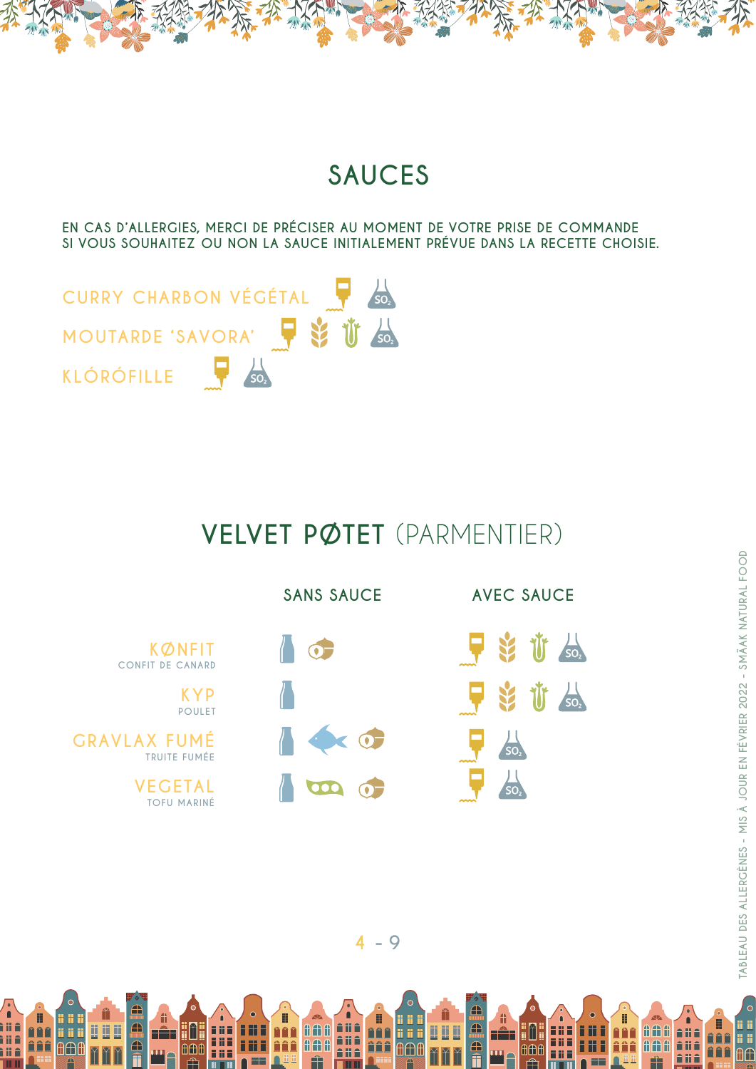## SAUCES

**EN CAS D'ALLERGIES, MERCI DE PRÉCISER AU MOMENT DE VOTRE PRISE DE COMMANDE SI VOUS SOUHAITEZ OU NON LA SAUCE INITIALEMENT PRÉVUE DANS LA RECETTE CHOISIE.**

- CURRY CHARBON VÉGÉTAL — $SO_2$
- MOUTARDE 'SAVORA' — $SO_2$
- KLÓRÓFILLE — $SO_2$

## VELVET PØTET (PARMENTIER)

| | SANS SAUCE | AVEC SAUCE |
|---|---|---|
| **KØNFIT** CONFIT DE CANARD | | $SO_2$ |
| **KYP** POULET | | $SO_2$ |
| **GRAVLAX FUMÉ** TRUITE FUMÉE | | $SO_2$ |
| **VEGETAL** TOFU MARINÉ | | $SO_2$ |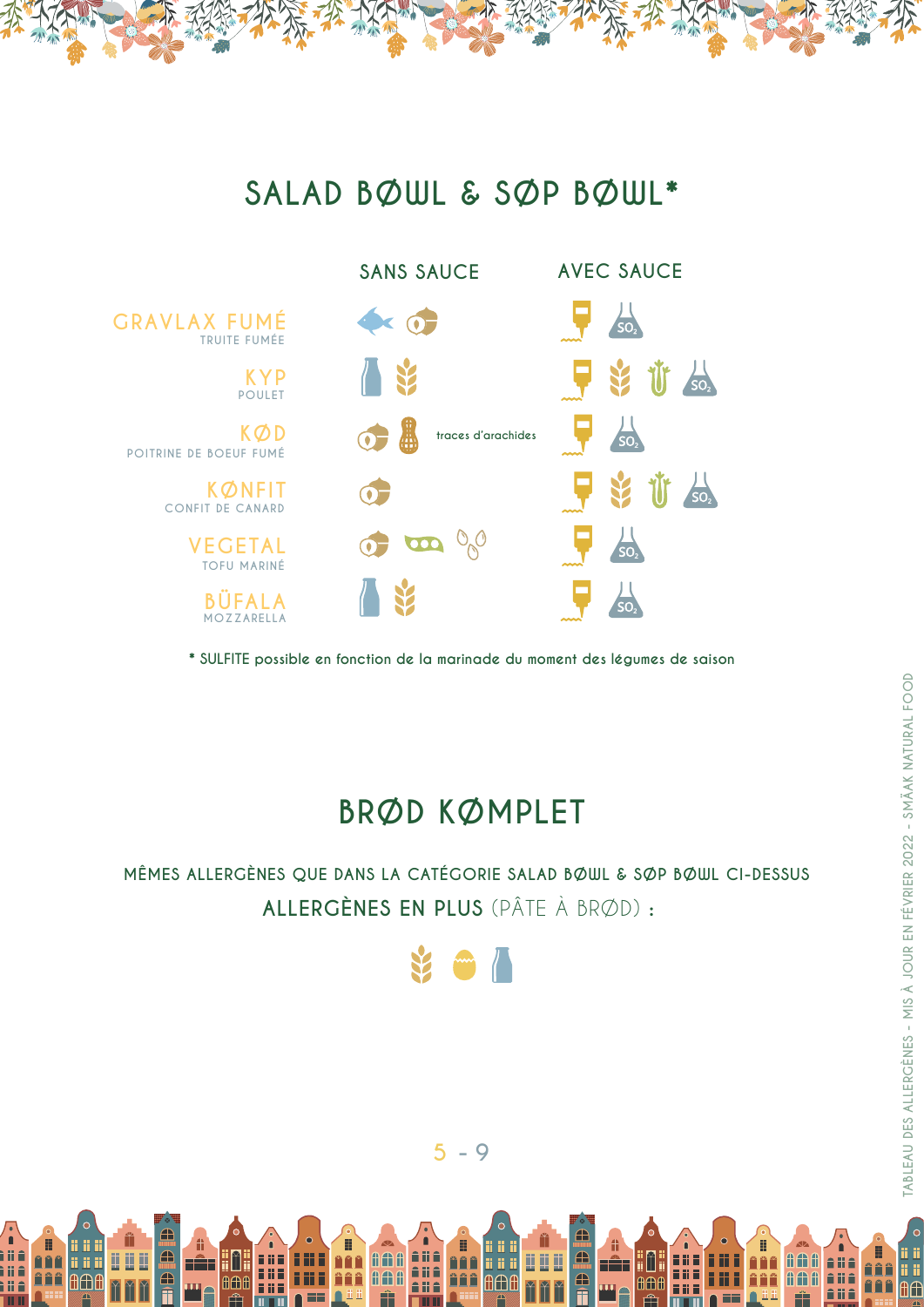# SALAD BØWL & SØP BØWL*

| | SANS SAUCE | AVEC SAUCE |
|---|---|---|
| **GRAVLAX FUMÉ** TRUITE FUMÉE | [poisson] [fruits à coque] | [moutarde] [$SO_2$] |
| **KYP** POULET | [lait] [gluten] | [moutarde] [gluten] [céleri] [$SO_2$] |
| **KØD** POITRINE DE BOEUF FUMÉ | [fruits à coque] [arachides] traces d'arachides | [moutarde] [$SO_2$] |
| **KØNFIT** CONFIT DE CANARD | [fruits à coque] | [moutarde] [gluten] [céleri] [$SO_2$] |
| **VEGETAL** TOFU MARINÉ | [fruits à coque] [soja] [sésame] | [moutarde] [$SO_2$] |
| **BÜFALA** MOZZARELLA | [lait] [gluten] | [moutarde] [$SO_2$] |

**\* SULFITE possible en fonction de la marinade du moment des légumes de saison**

# BRØD KØMPLET

**MÊMES ALLERGÈNES QUE DANS LA CATÉGORIE SALAD BØWL & SØP BØWL CI-DESSUS**

**ALLERGÈNES EN PLUS** (PÂTE À BRØD) **:**

[gluten] [œuf] [lait]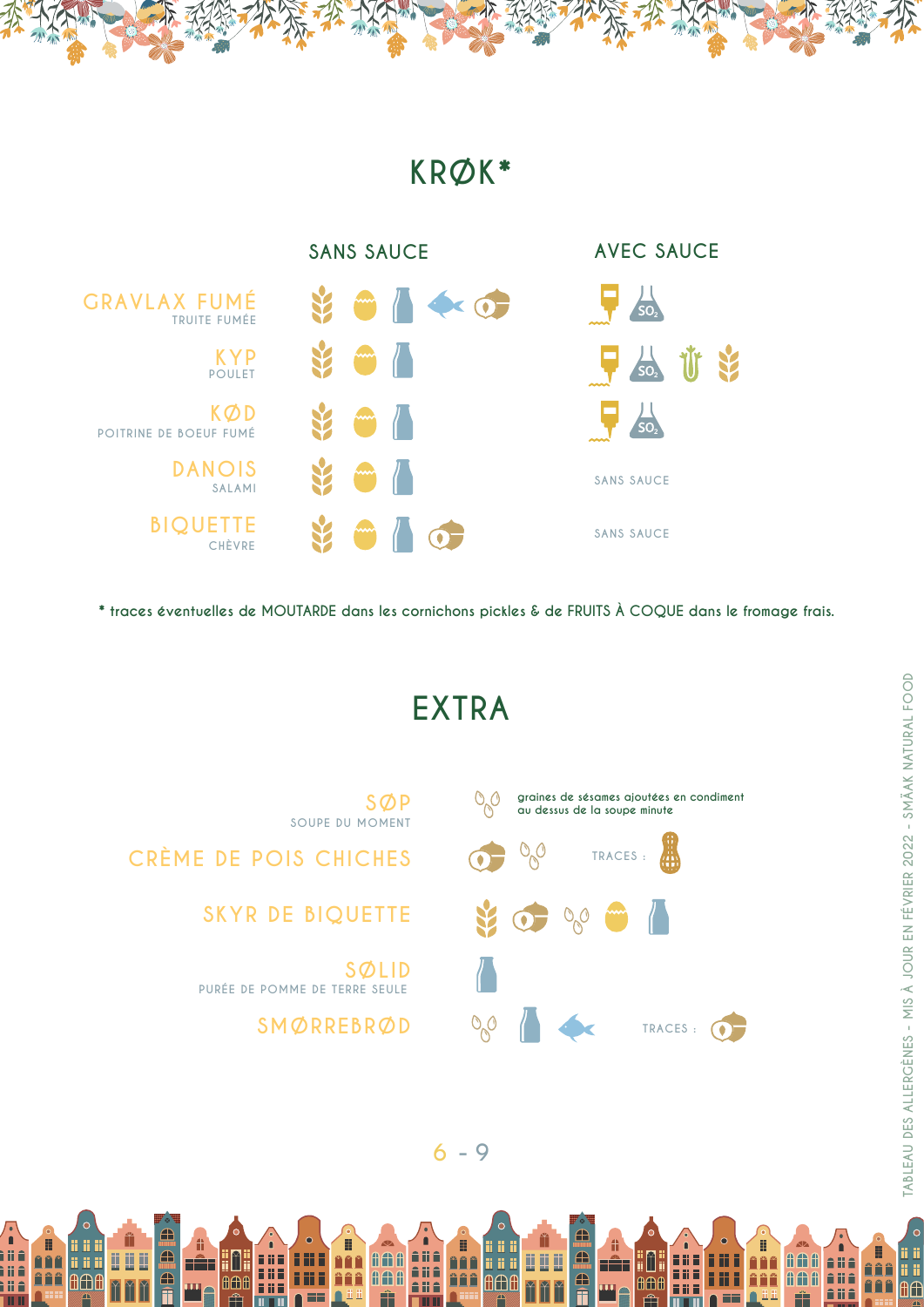# KRØK*

| | SANS SAUCE | AVEC SAUCE |
|---|---|---|
| GRAVLAX FUMÉ<br>TRUITE FUMÉE | | $SO_2$ |
| KYP<br>POULET | | $SO_2$ |
| KØD<br>POITRINE DE BOEUF FUMÉ | | $SO_2$ |
| DANOIS<br>SALAMI | | SANS SAUCE |
| BIQUETTE<br>CHÈVRE | | SANS SAUCE |

**\* traces éventuelles de MOUTARDE dans les cornichons pickles & de FRUITS À COQUE dans le fromage frais.**

# EXTRA

| | |
|---|---|
| SØP<br>SOUPE DU MOMENT | graines de sésames ajoutées en condiment au dessus de la soupe minute |
| CRÈME DE POIS CHICHES | TRACES : |
| SKYR DE BIQUETTE | |
| SØLID<br>PURÉE DE POMME DE TERRE SEULE | |
| SMØRREBRØD | TRACES : |

TABLEAU DES ALLERGÈNES - MIS À JOUR EN FÉVRIER 2022 - SMÅAK NATURAL FOOD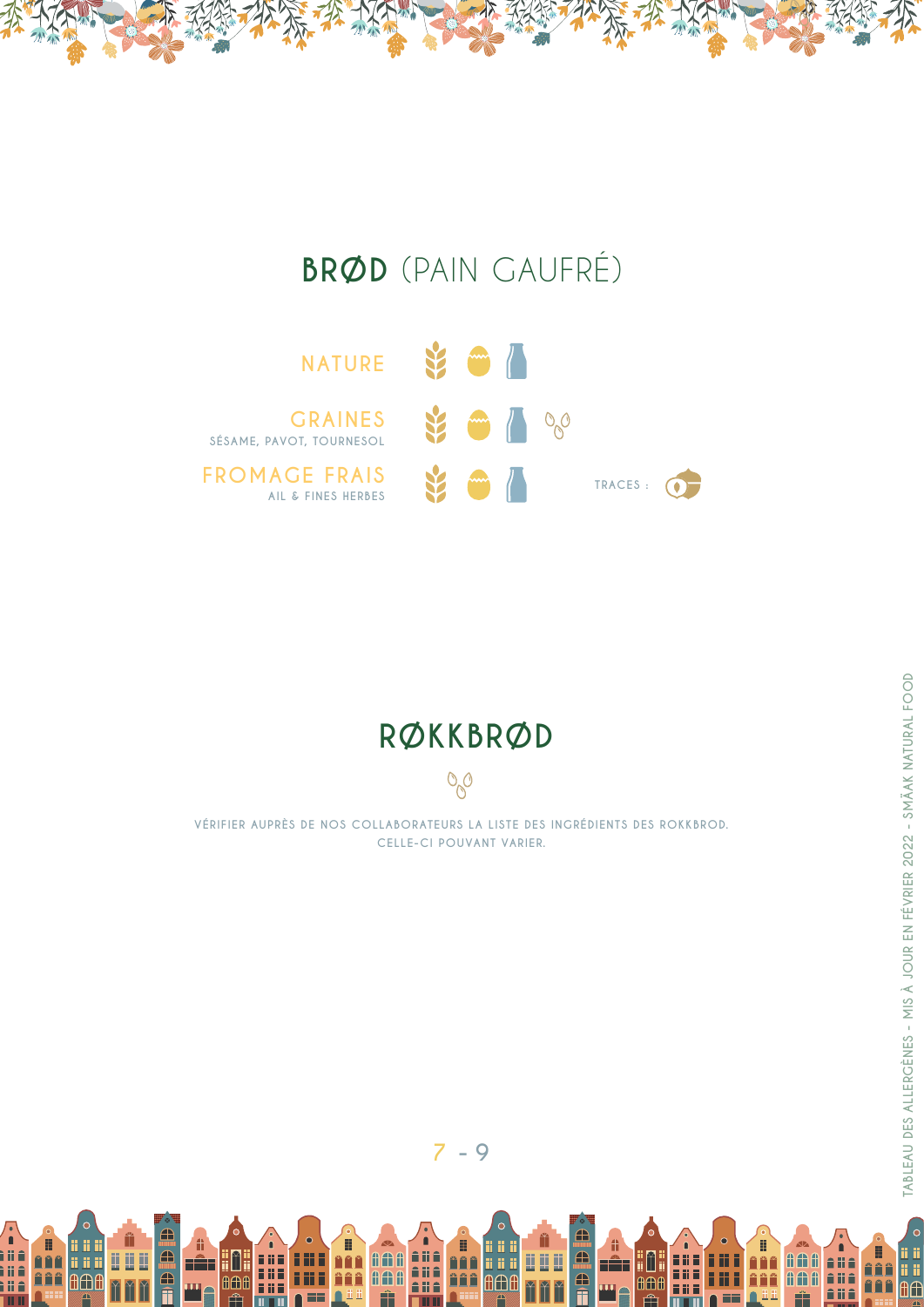# BRØD (PAIN GAUFRÉ)

**NATURE**

**GRAINES**
SÉSAME, PAVOT, TOURNESOL

**FROMAGE FRAIS**
AIL & FINES HERBES

TRACES :

# RØKKBRØD

VÉRIFIER AUPRÈS DE NOS COLLABORATEURS LA LISTE DES INGRÉDIENTS DES ROKKBROD. CELLE-CI POUVANT VARIER.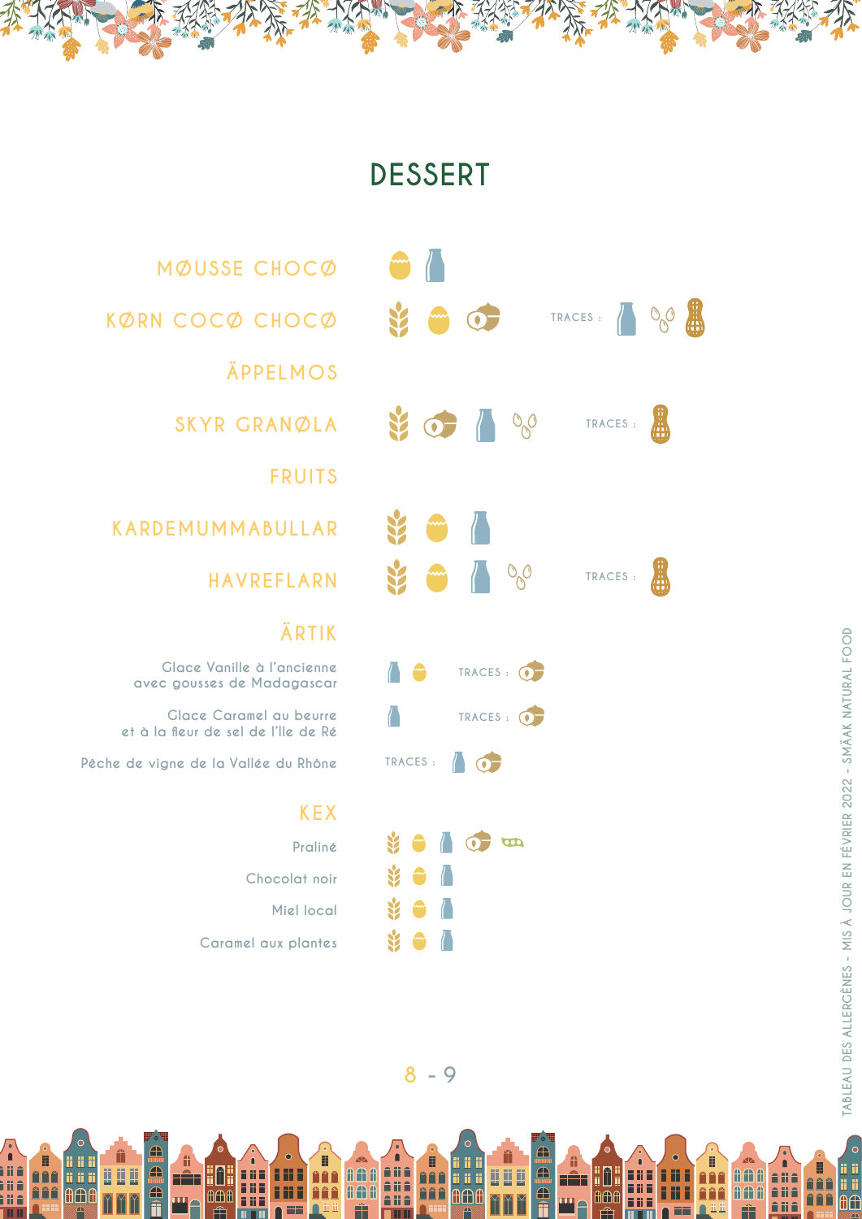# DESSERT

MØUSSE CHOCØ

KØRN COCØ CHOCØ — TRACES :

ÄPPELMOS

SKYR GRANØLA — TRACES :

FRUITS

KARDEMUMMABULLAR

HAVREFLARN — TRACES :

## ÄRTIK

Glace Vanille à l'ancienne avec gousses de Madagascar — TRACES :

Glace Caramel au beurre et à la fleur de sel de l'Île de Ré — TRACES :

Pêche de vigne de la Vallée du Rhône — TRACES :

## KEX

Praliné

Chocolat noir

Miel local

Caramel aux plantes

TABLEAU DES ALLERGÈNES - MIS À JOUR EN FÉVRIER 2022 - SMÅAK NATURAL FOOD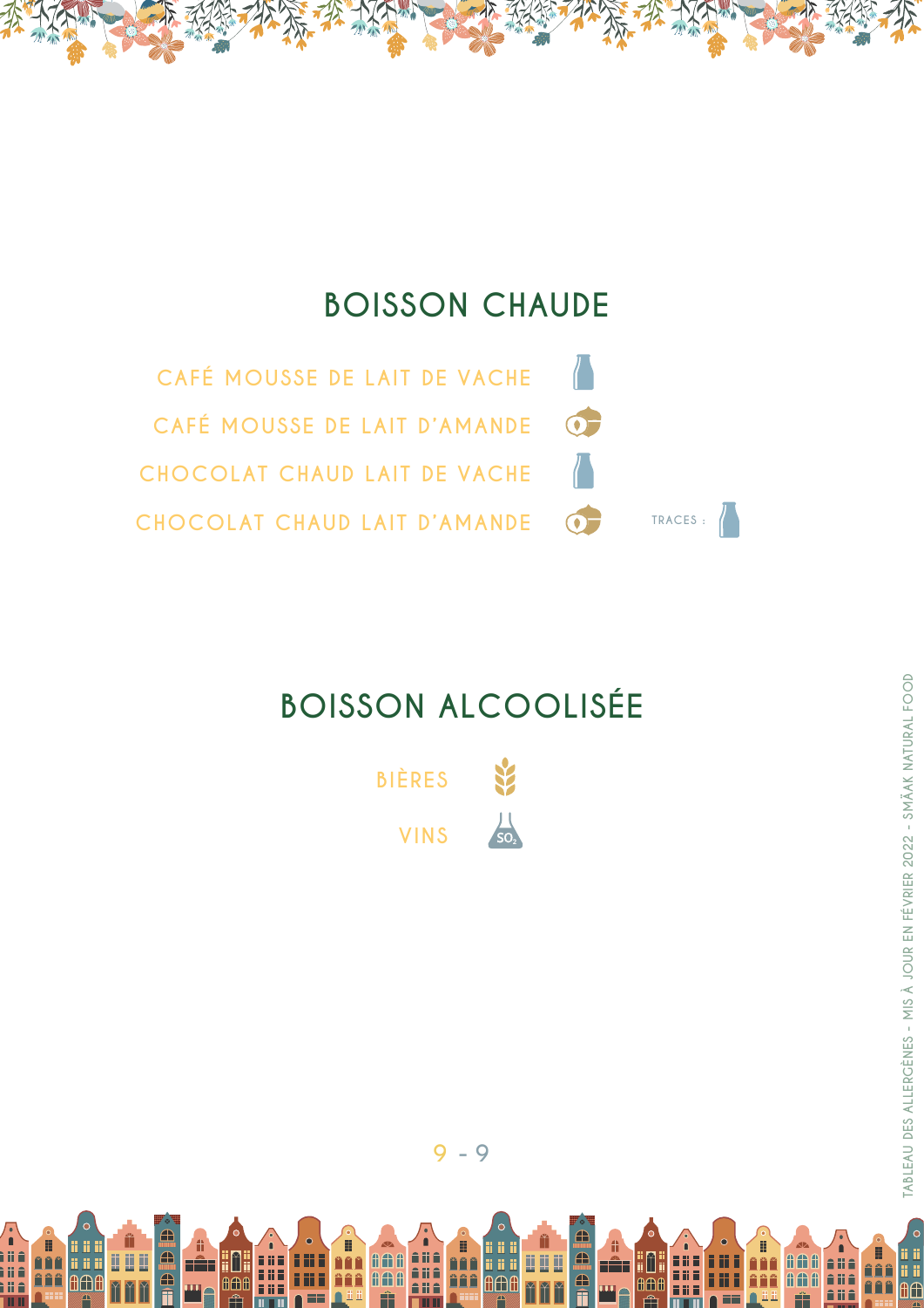## BOISSON CHAUDE

CAFÉ MOUSSE DE LAIT DE VACHE

CAFÉ MOUSSE DE LAIT D'AMANDE

CHOCOLAT CHAUD LAIT DE VACHE

CHOCOLAT CHAUD LAIT D'AMANDE — TRACES :

## BOISSON ALCOOLISÉE

BIÈRES

VINS — $SO_2$

TABLEAU DES ALLERGÈNES - MIS À JOUR EN FÉVRIER 2022 - SMÅAK NATURAL FOOD